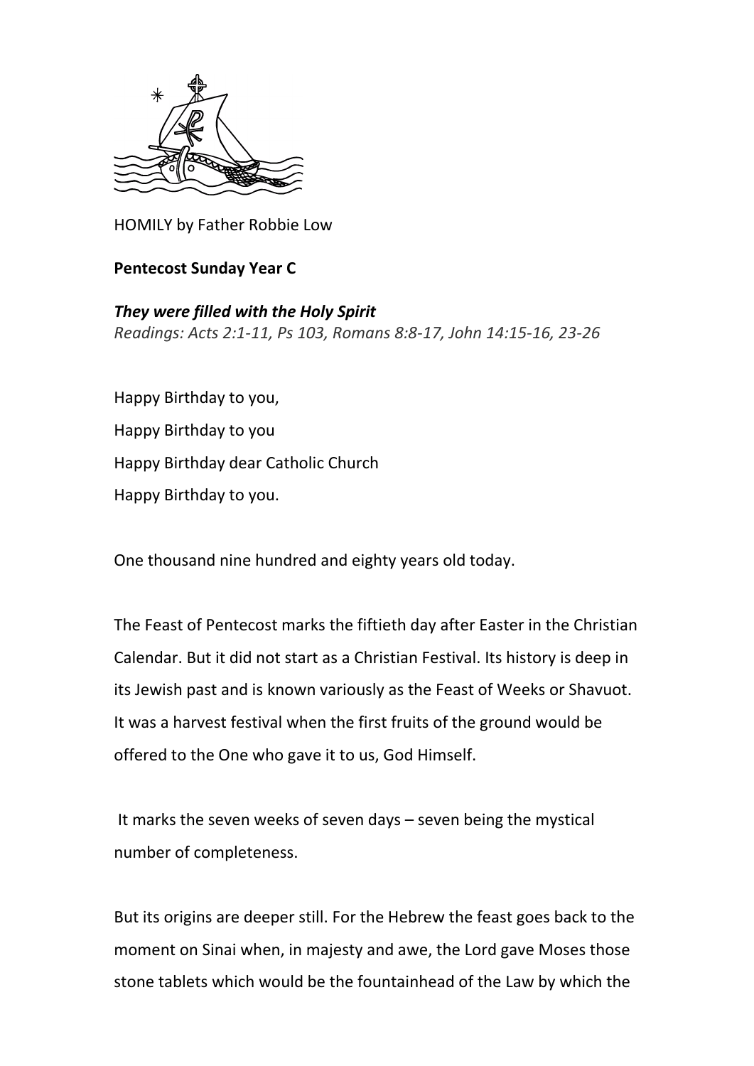HOMILY by Father Robbie Low

**Pentecost Sunday Year C**

***They were filled with the Holy Spirit***
*Readings: Acts 2:1-11, Ps 103, Romans 8:8-17, John 14:15-16, 23-26*

Happy Birthday to you,
Happy Birthday to you
Happy Birthday dear Catholic Church
Happy Birthday to you.

One thousand nine hundred and eighty years old today.

The Feast of Pentecost marks the fiftieth day after Easter in the Christian Calendar. But it did not start as a Christian Festival. Its history is deep in its Jewish past and is known variously as the Feast of Weeks or Shavuot. It was a harvest festival when the first fruits of the ground would be offered to the One who gave it to us, God Himself.

It marks the seven weeks of seven days – seven being the mystical number of completeness.

But its origins are deeper still. For the Hebrew the feast goes back to the moment on Sinai when, in majesty and awe, the Lord gave Moses those stone tablets which would be the fountainhead of the Law by which the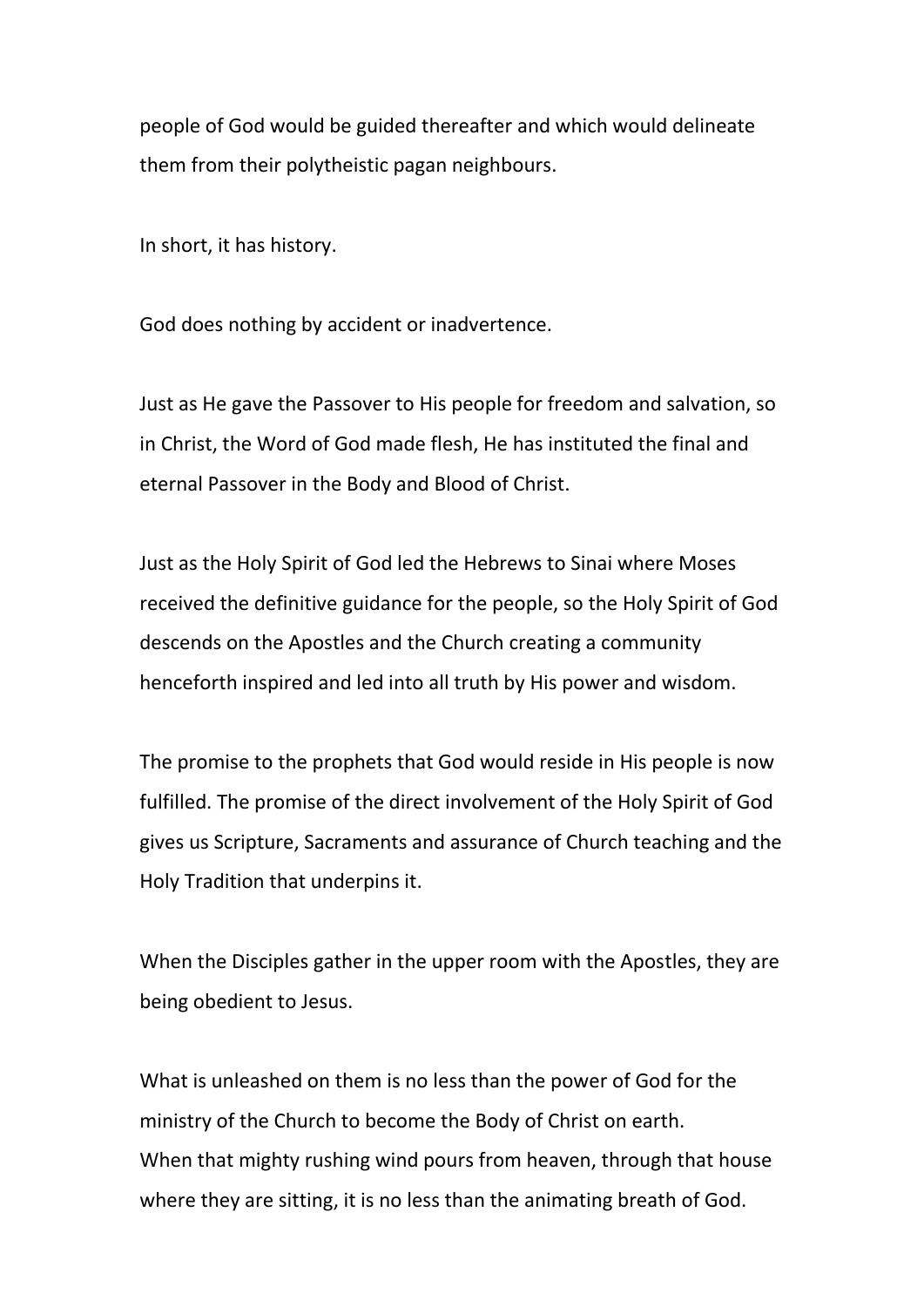people of God would be guided thereafter and which would delineate them from their polytheistic pagan neighbours.

In short, it has history.

God does nothing by accident or inadvertence.

Just as He gave the Passover to His people for freedom and salvation, so in Christ, the Word of God made flesh, He has instituted the final and eternal Passover in the Body and Blood of Christ.

Just as the Holy Spirit of God led the Hebrews to Sinai where Moses received the definitive guidance for the people, so the Holy Spirit of God descends on the Apostles and the Church creating a community henceforth inspired and led into all truth by His power and wisdom.

The promise to the prophets that God would reside in His people is now fulfilled. The promise of the direct involvement of the Holy Spirit of God gives us Scripture, Sacraments and assurance of Church teaching and the Holy Tradition that underpins it.

When the Disciples gather in the upper room with the Apostles, they are being obedient to Jesus.

What is unleashed on them is no less than the power of God for the ministry of the Church to become the Body of Christ on earth.
When that mighty rushing wind pours from heaven, through that house where they are sitting, it is no less than the animating breath of God.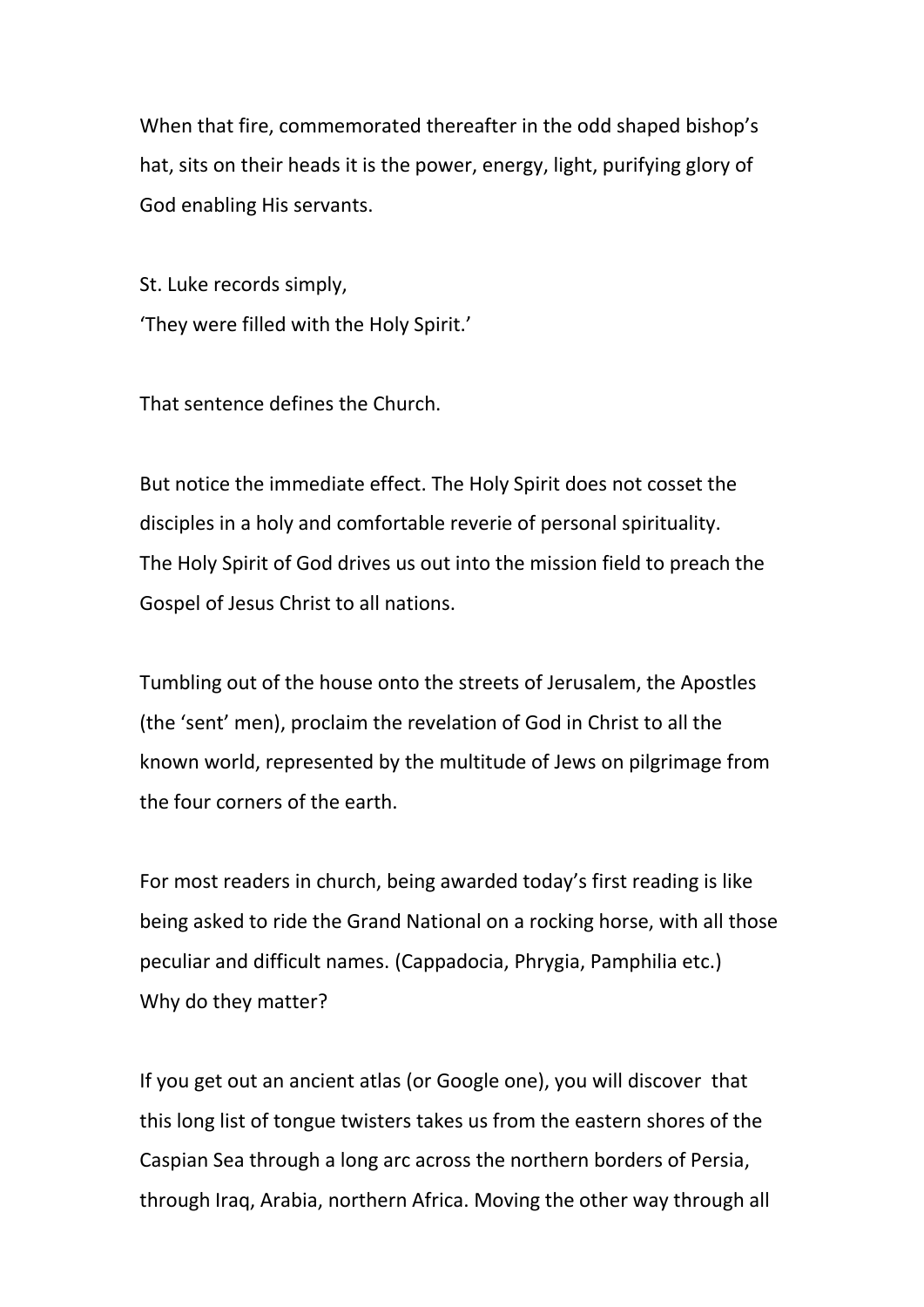When that fire, commemorated thereafter in the odd shaped bishop's hat, sits on their heads it is the power, energy, light, purifying glory of God enabling His servants.

St. Luke records simply,
'They were filled with the Holy Spirit.'

That sentence defines the Church.

But notice the immediate effect. The Holy Spirit does not cosset the disciples in a holy and comfortable reverie of personal spirituality.
The Holy Spirit of God drives us out into the mission field to preach the Gospel of Jesus Christ to all nations.

Tumbling out of the house onto the streets of Jerusalem, the Apostles (the 'sent' men), proclaim the revelation of God in Christ to all the known world, represented by the multitude of Jews on pilgrimage from the four corners of the earth.

For most readers in church, being awarded today's first reading is like being asked to ride the Grand National on a rocking horse, with all those peculiar and difficult names. (Cappadocia, Phrygia, Pamphilia etc.)
Why do they matter?

If you get out an ancient atlas (or Google one), you will discover that this long list of tongue twisters takes us from the eastern shores of the Caspian Sea through a long arc across the northern borders of Persia, through Iraq, Arabia, northern Africa. Moving the other way through all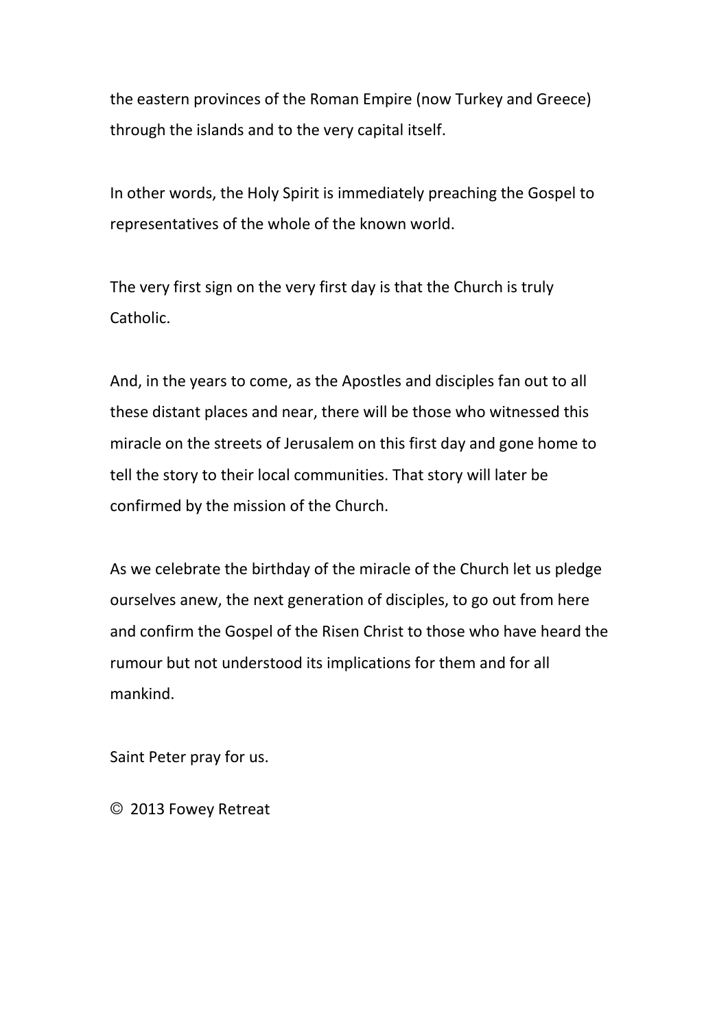the eastern provinces of the Roman Empire (now Turkey and Greece) through the islands and to the very capital itself.

In other words, the Holy Spirit is immediately preaching the Gospel to representatives of the whole of the known world.

The very first sign on the very first day is that the Church is truly Catholic.

And, in the years to come, as the Apostles and disciples fan out to all these distant places and near, there will be those who witnessed this miracle on the streets of Jerusalem on this first day and gone home to tell the story to their local communities. That story will later be confirmed by the mission of the Church.

As we celebrate the birthday of the miracle of the Church let us pledge ourselves anew, the next generation of disciples, to go out from here and confirm the Gospel of the Risen Christ to those who have heard the rumour but not understood its implications for them and for all mankind.

Saint Peter pray for us.

© 2013 Fowey Retreat